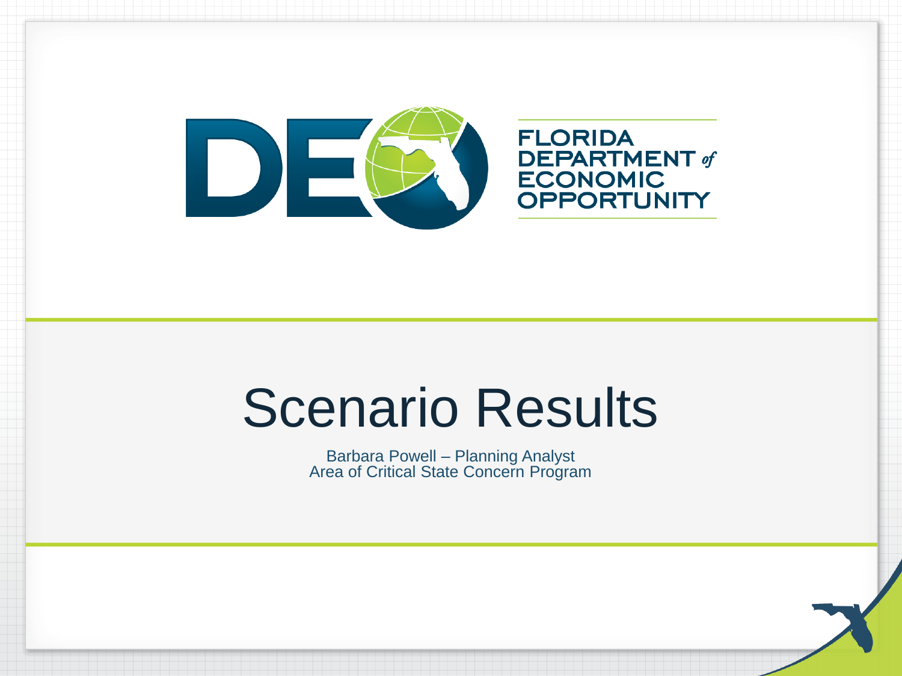FLORIDA DEPARTMENT *of* ECONOMIC OPPORTUNITY

# Scenario Results

Barbara Powell – Planning Analyst
Area of Critical State Concern Program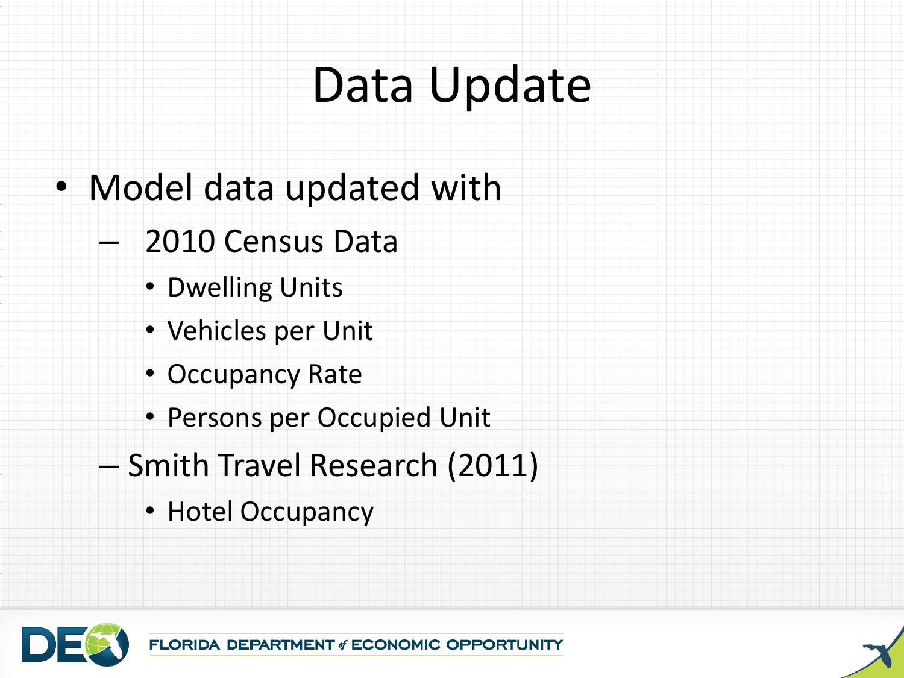# Data Update

- Model data updated with
  - 2010 Census Data
    - Dwelling Units
    - Vehicles per Unit
    - Occupancy Rate
    - Persons per Occupied Unit
  - Smith Travel Research (2011)
    - Hotel Occupancy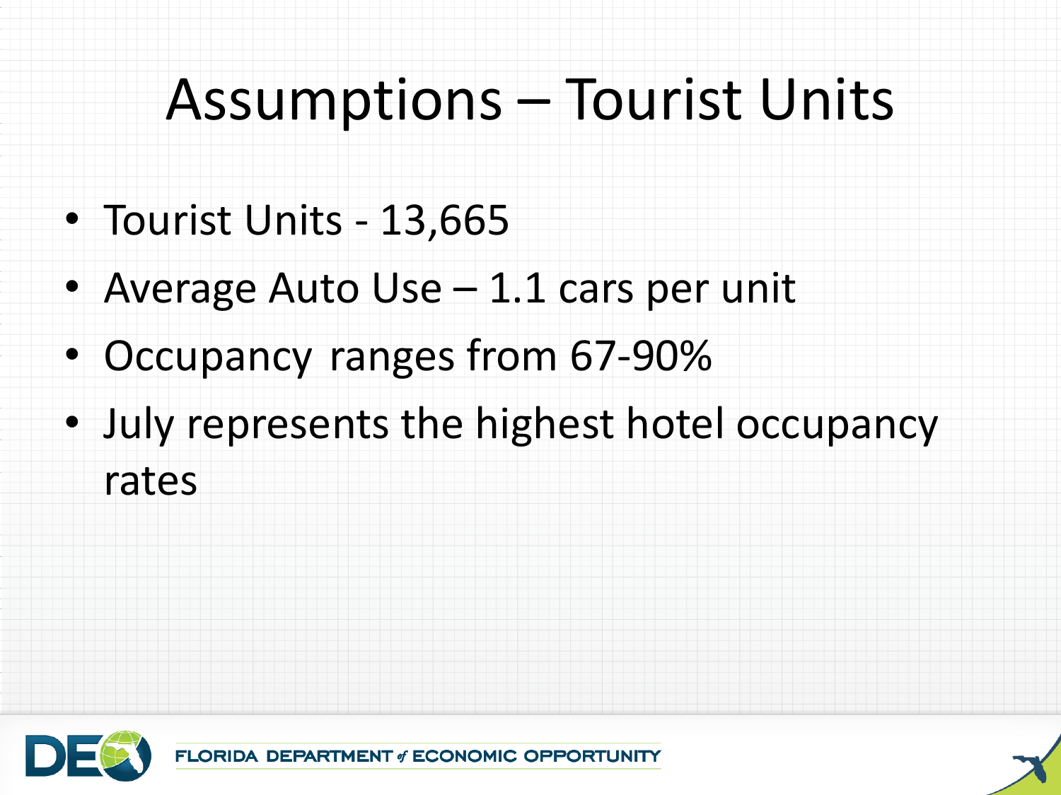# Assumptions – Tourist Units

- Tourist Units - 13,665
- Average Auto Use – 1.1 cars per unit
- Occupancy ranges from 67-90%
- July represents the highest hotel occupancy rates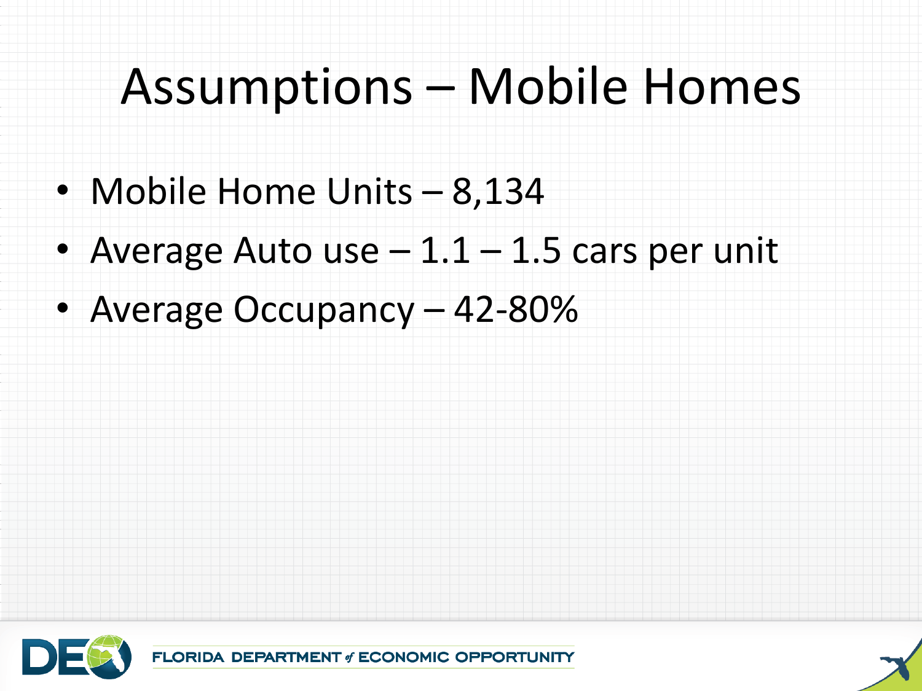# Assumptions – Mobile Homes

- Mobile Home Units – 8,134
- Average Auto use – 1.1 – 1.5 cars per unit
- Average Occupancy – 42-80%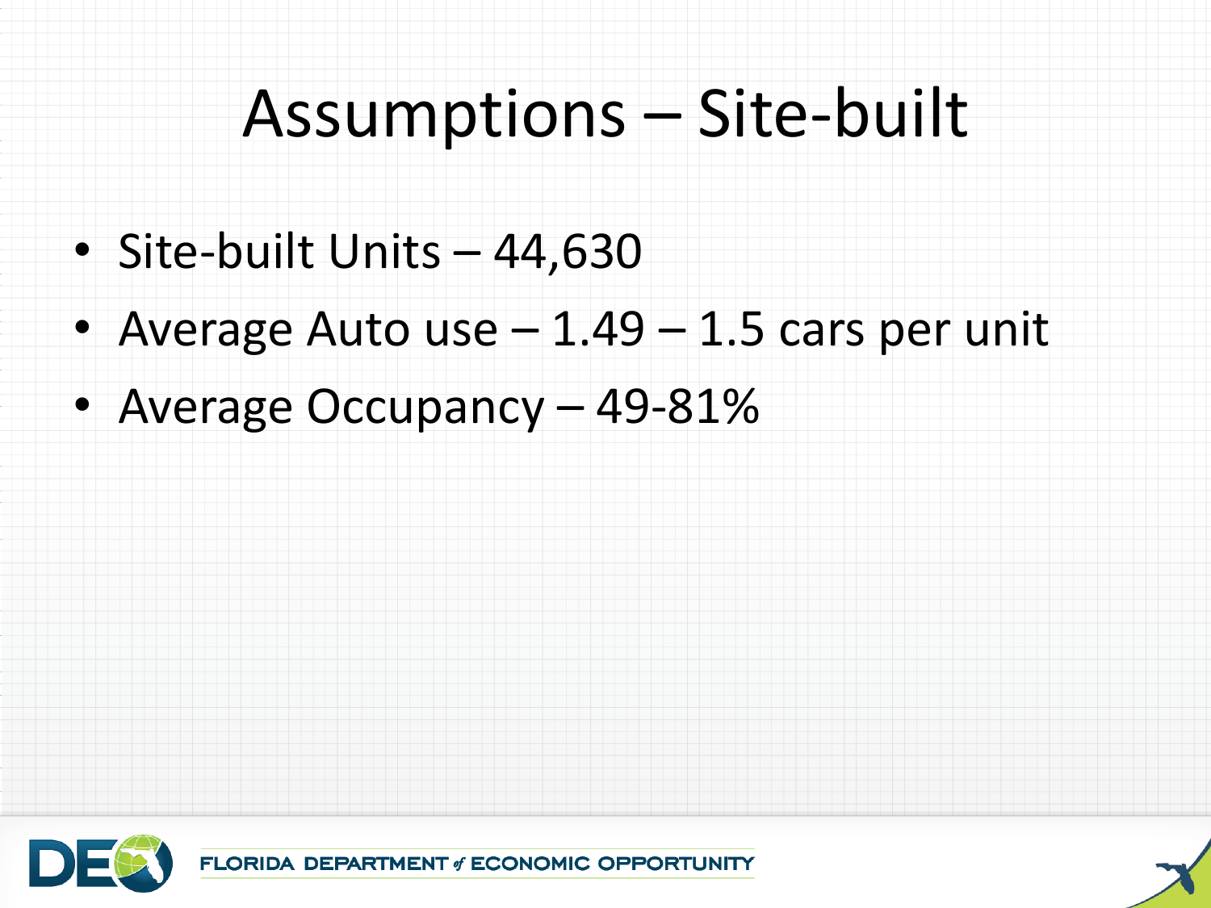# Assumptions – Site-built

- Site-built Units – 44,630
- Average Auto use – 1.49 – 1.5 cars per unit
- Average Occupancy – 49-81%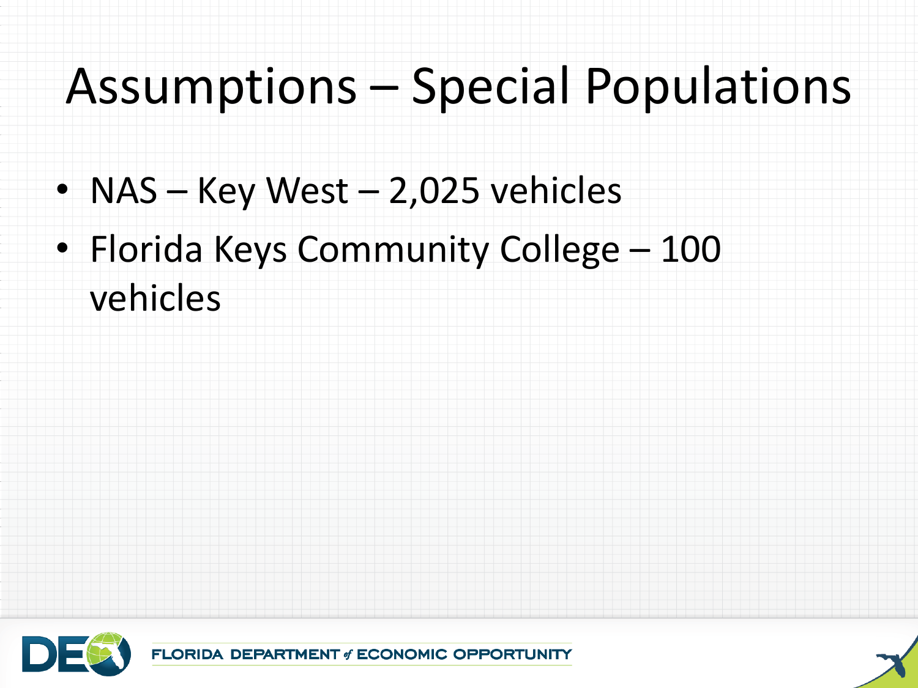# Assumptions – Special Populations

- NAS – Key West – 2,025 vehicles
- Florida Keys Community College – 100 vehicles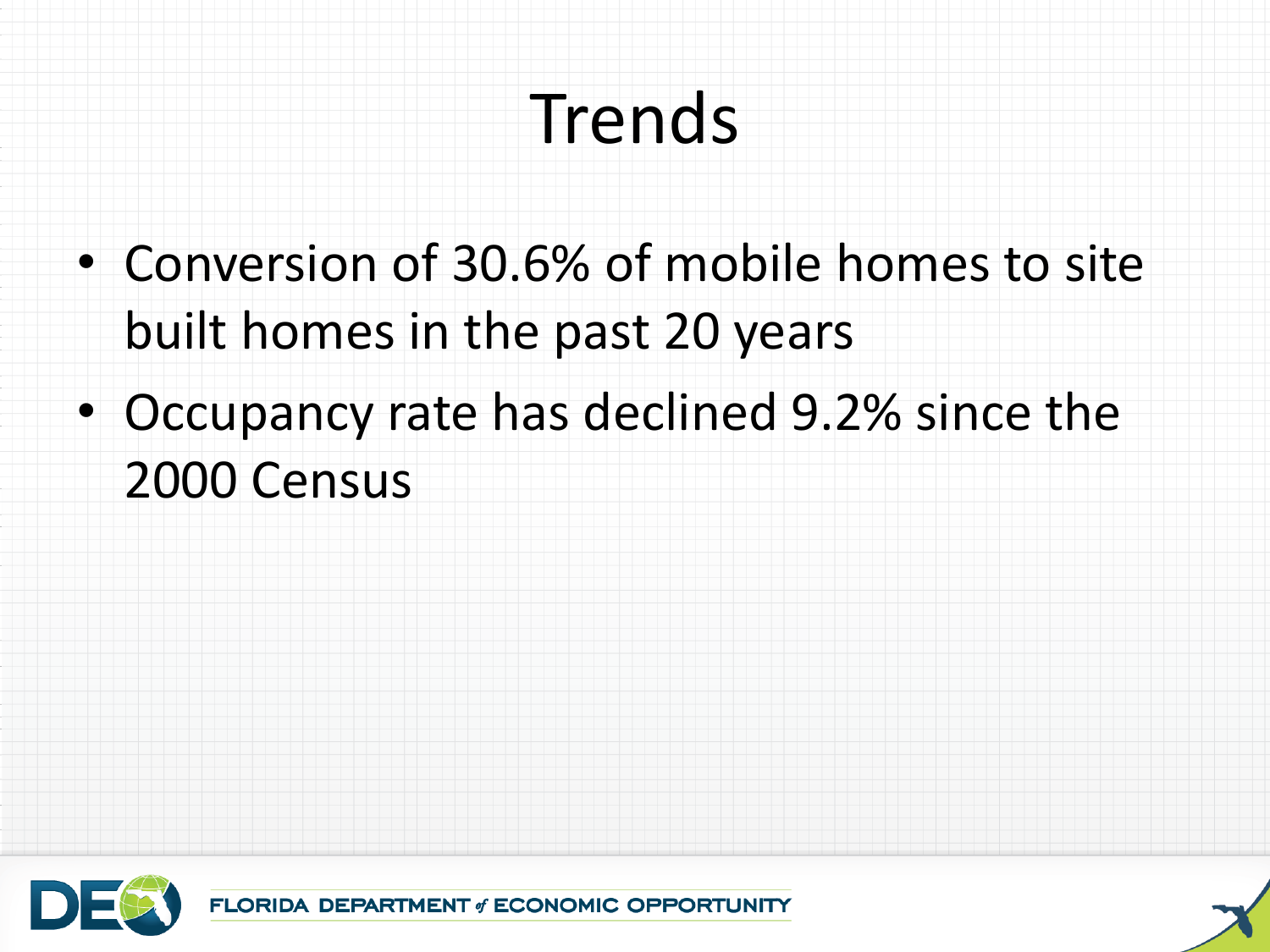# Trends

- Conversion of 30.6% of mobile homes to site built homes in the past 20 years
- Occupancy rate has declined 9.2% since the 2000 Census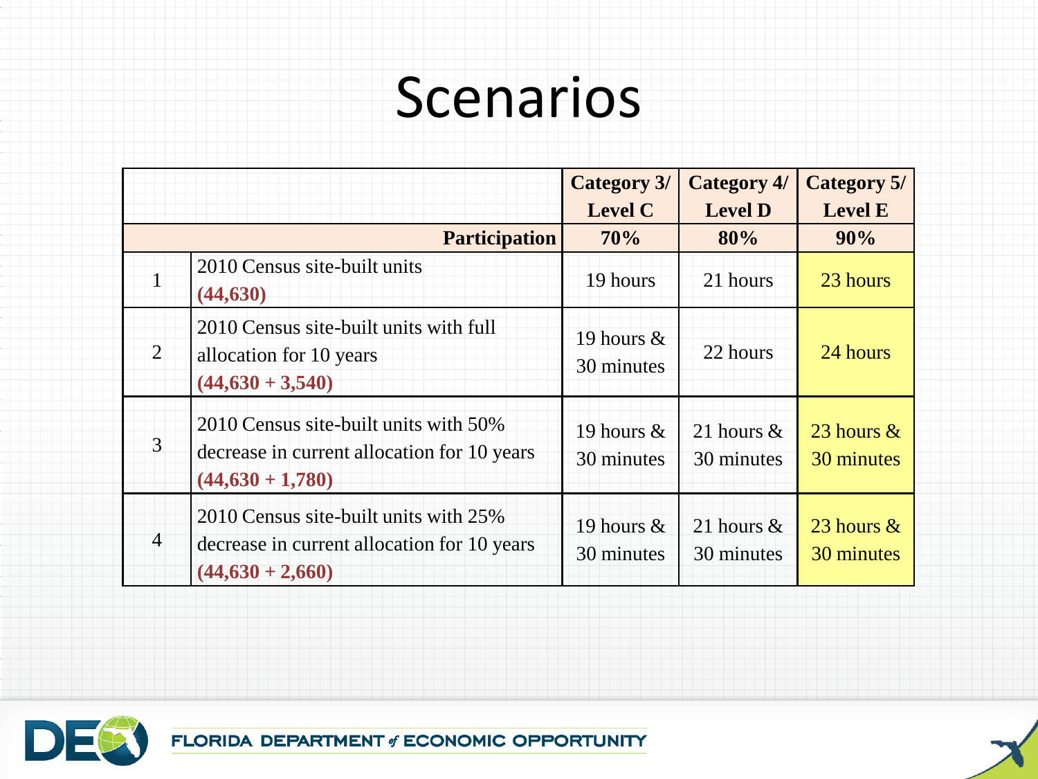# Scenarios

| | | Category 3/ Level C | Category 4/ Level D | Category 5/ Level E |
|---|---|---|---|---|
| | **Participation** | **70%** | **80%** | **90%** |
| 1 | 2010 Census site-built units **(44,630)** | 19 hours | 21 hours | 23 hours |
| 2 | 2010 Census site-built units with full allocation for 10 years **(44,630 + 3,540)** | 19 hours & 30 minutes | 22 hours | 24 hours |
| 3 | 2010 Census site-built units with 50% decrease in current allocation for 10 years **(44,630 + 1,780)** | 19 hours & 30 minutes | 21 hours & 30 minutes | 23 hours & 30 minutes |
| 4 | 2010 Census site-built units with 25% decrease in current allocation for 10 years **(44,630 + 2,660)** | 19 hours & 30 minutes | 21 hours & 30 minutes | 23 hours & 30 minutes |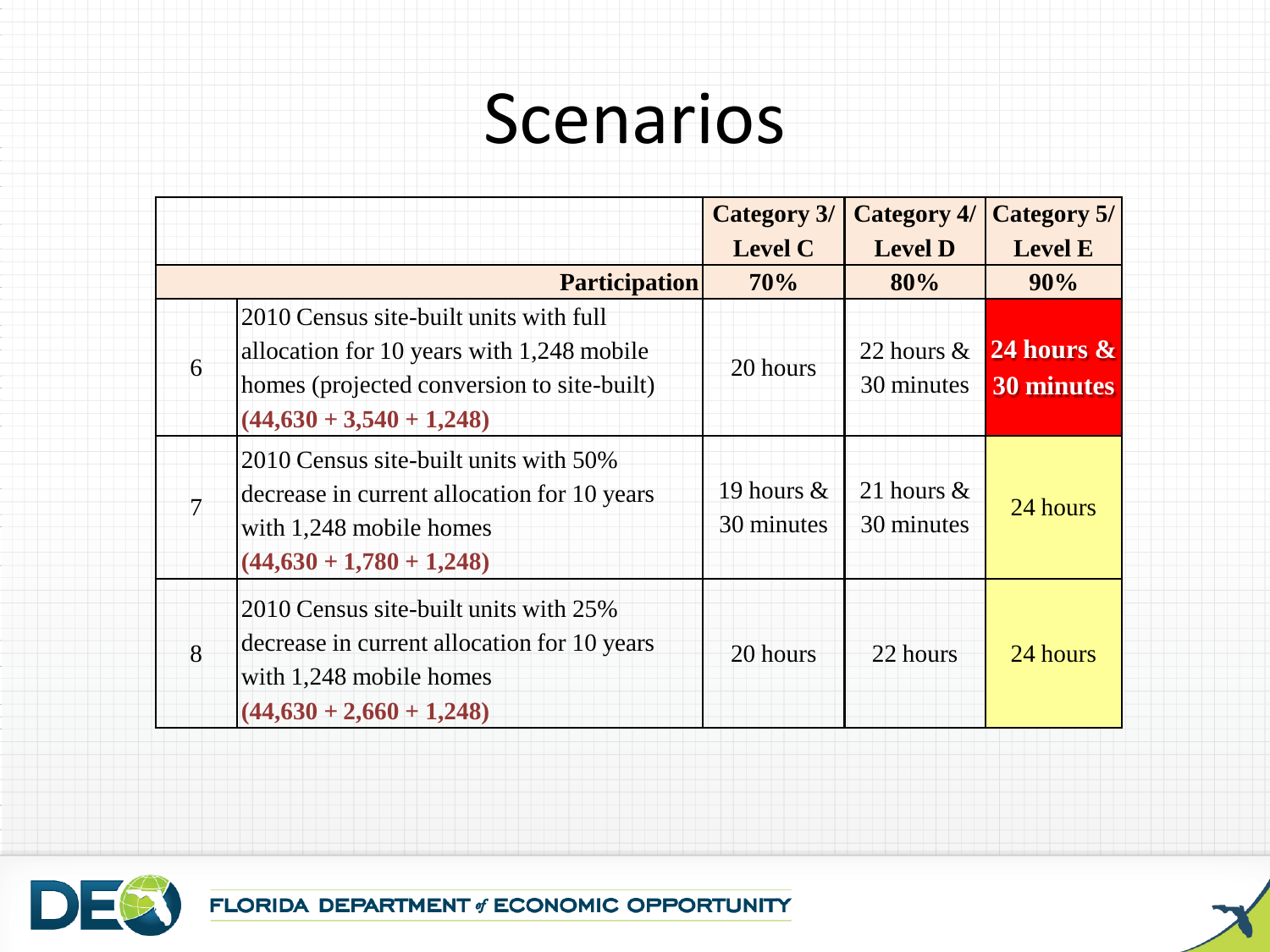# Scenarios

| | | Category 3/ Level C | Category 4/ Level D | Category 5/ Level E |
|---|---|---|---|---|
| | **Participation** | **70%** | **80%** | **90%** |
| 6 | 2010 Census site-built units with full allocation for 10 years with 1,248 mobile homes (projected conversion to site-built) **(44,630 + 3,540 + 1,248)** | 20 hours | 22 hours & 30 minutes | **24 hours & 30 minutes** |
| 7 | 2010 Census site-built units with 50% decrease in current allocation for 10 years with 1,248 mobile homes **(44,630 + 1,780 + 1,248)** | 19 hours & 30 minutes | 21 hours & 30 minutes | 24 hours |
| 8 | 2010 Census site-built units with 25% decrease in current allocation for 10 years with 1,248 mobile homes **(44,630 + 2,660 + 1,248)** | 20 hours | 22 hours | 24 hours |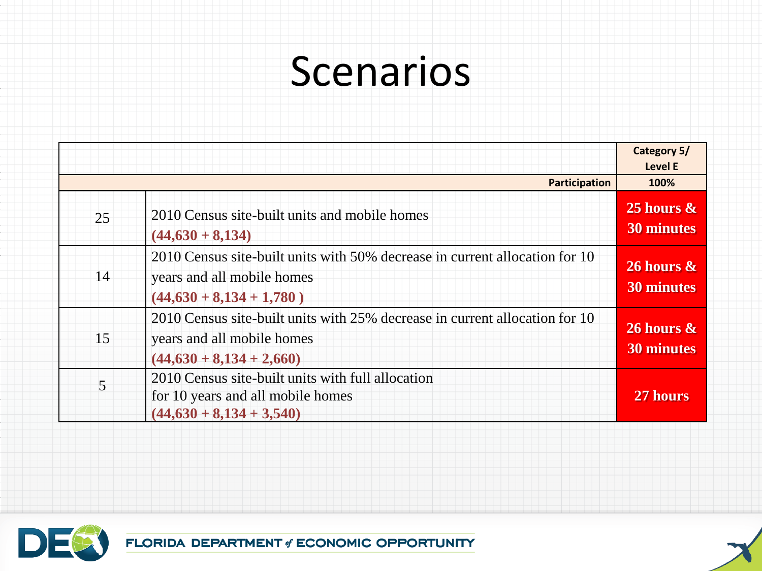# Scenarios

| | | Category 5/ Level E |
|---|---|---|
| | **Participation** | **100%** |
| 25 | 2010 Census site-built units and mobile homes **(44,630 + 8,134)** | **25 hours & 30 minutes** |
| 14 | 2010 Census site-built units with 50% decrease in current allocation for 10 years and all mobile homes **(44,630 + 8,134 + 1,780 )** | **26 hours & 30 minutes** |
| 15 | 2010 Census site-built units with 25% decrease in current allocation for 10 years and all mobile homes **(44,630 + 8,134 + 2,660)** | **26 hours & 30 minutes** |
| 5 | 2010 Census site-built units with full allocation for 10 years and all mobile homes **(44,630 + 8,134 + 3,540)** | **27 hours** |

FLORIDA DEPARTMENT of ECONOMIC OPPORTUNITY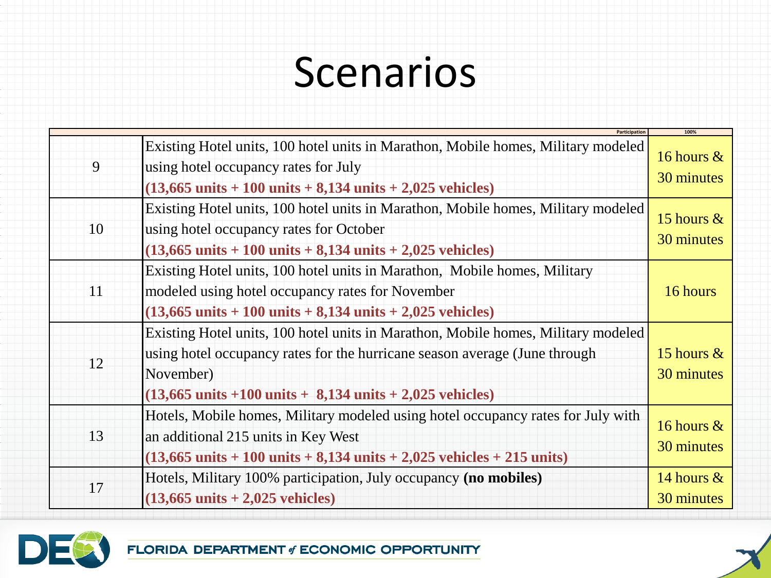# Scenarios

| | Participation | 100% |
|---|---|---|
| 9 | Existing Hotel units, 100 hotel units in Marathon, Mobile homes, Military modeled using hotel occupancy rates for July **(13,665 units + 100 units + 8,134 units + 2,025 vehicles)** | 16 hours & 30 minutes |
| 10 | Existing Hotel units, 100 hotel units in Marathon, Mobile homes, Military modeled using hotel occupancy rates for October **(13,665 units + 100 units + 8,134 units + 2,025 vehicles)** | 15 hours & 30 minutes |
| 11 | Existing Hotel units, 100 hotel units in Marathon, Mobile homes, Military modeled using hotel occupancy rates for November **(13,665 units + 100 units + 8,134 units + 2,025 vehicles)** | 16 hours |
| 12 | Existing Hotel units, 100 hotel units in Marathon, Mobile homes, Military modeled using hotel occupancy rates for the hurricane season average (June through November) **(13,665 units +100 units + 8,134 units + 2,025 vehicles)** | 15 hours & 30 minutes |
| 13 | Hotels, Mobile homes, Military modeled using hotel occupancy rates for July with an additional 215 units in Key West **(13,665 units + 100 units + 8,134 units + 2,025 vehicles + 215 units)** | 16 hours & 30 minutes |
| 17 | Hotels, Military 100% participation, July occupancy **(no mobiles)** **(13,665 units + 2,025 vehicles)** | 14 hours & 30 minutes |

FLORIDA DEPARTMENT of ECONOMIC OPPORTUNITY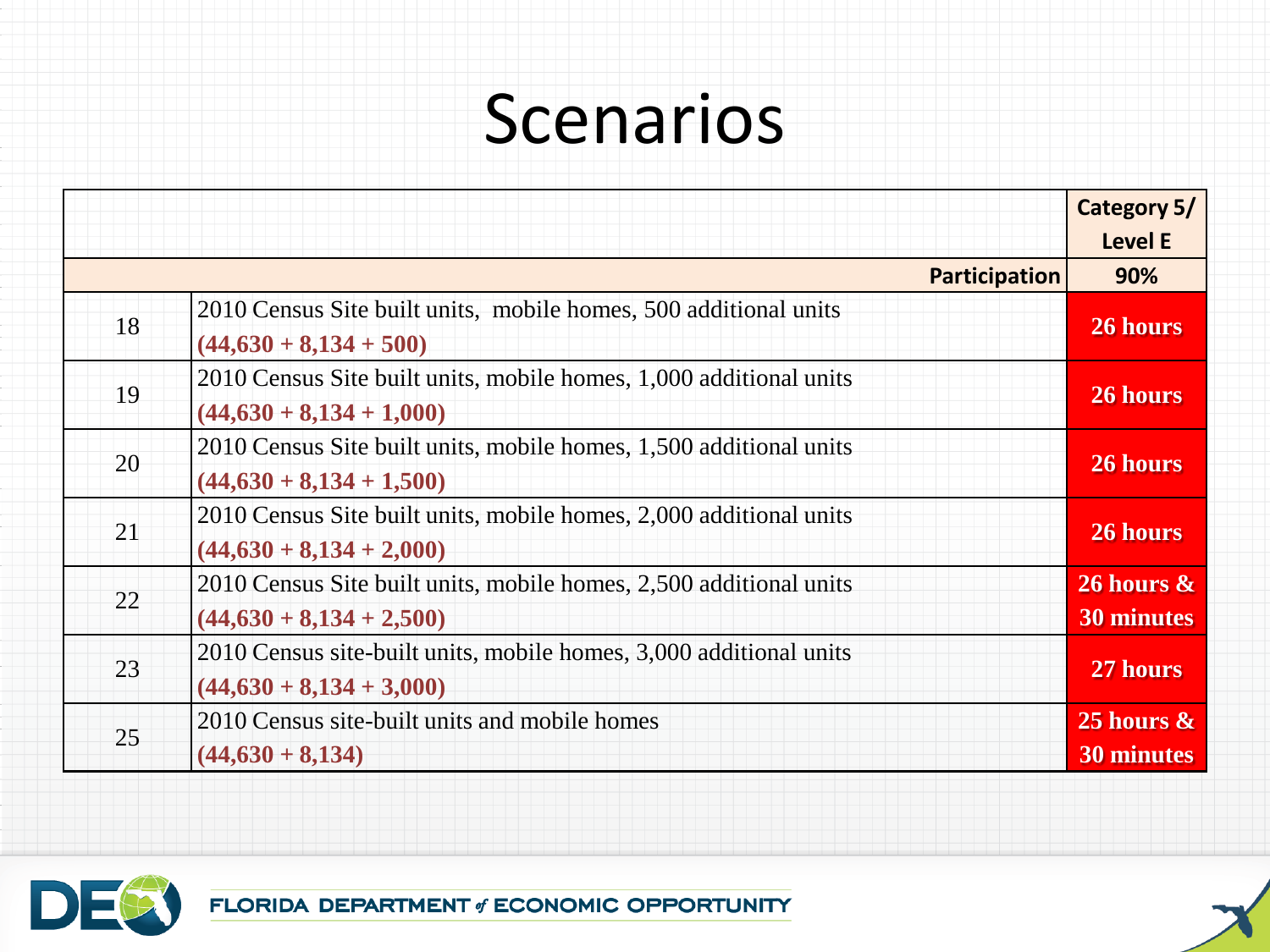# Scenarios

| | | Category 5/ Level E |
|---|---|---|
| | **Participation** | **90%** |
| 18 | 2010 Census Site built units, mobile homes, 500 additional units **(44,630 + 8,134 + 500)** | **26 hours** |
| 19 | 2010 Census Site built units, mobile homes, 1,000 additional units **(44,630 + 8,134 + 1,000)** | **26 hours** |
| 20 | 2010 Census Site built units, mobile homes, 1,500 additional units **(44,630 + 8,134 + 1,500)** | **26 hours** |
| 21 | 2010 Census Site built units, mobile homes, 2,000 additional units **(44,630 + 8,134 + 2,000)** | **26 hours** |
| 22 | 2010 Census Site built units, mobile homes, 2,500 additional units **(44,630 + 8,134 + 2,500)** | **26 hours & 30 minutes** |
| 23 | 2010 Census site-built units, mobile homes, 3,000 additional units **(44,630 + 8,134 + 3,000)** | **27 hours** |
| 25 | 2010 Census site-built units and mobile homes **(44,630 + 8,134)** | **25 hours & 30 minutes** |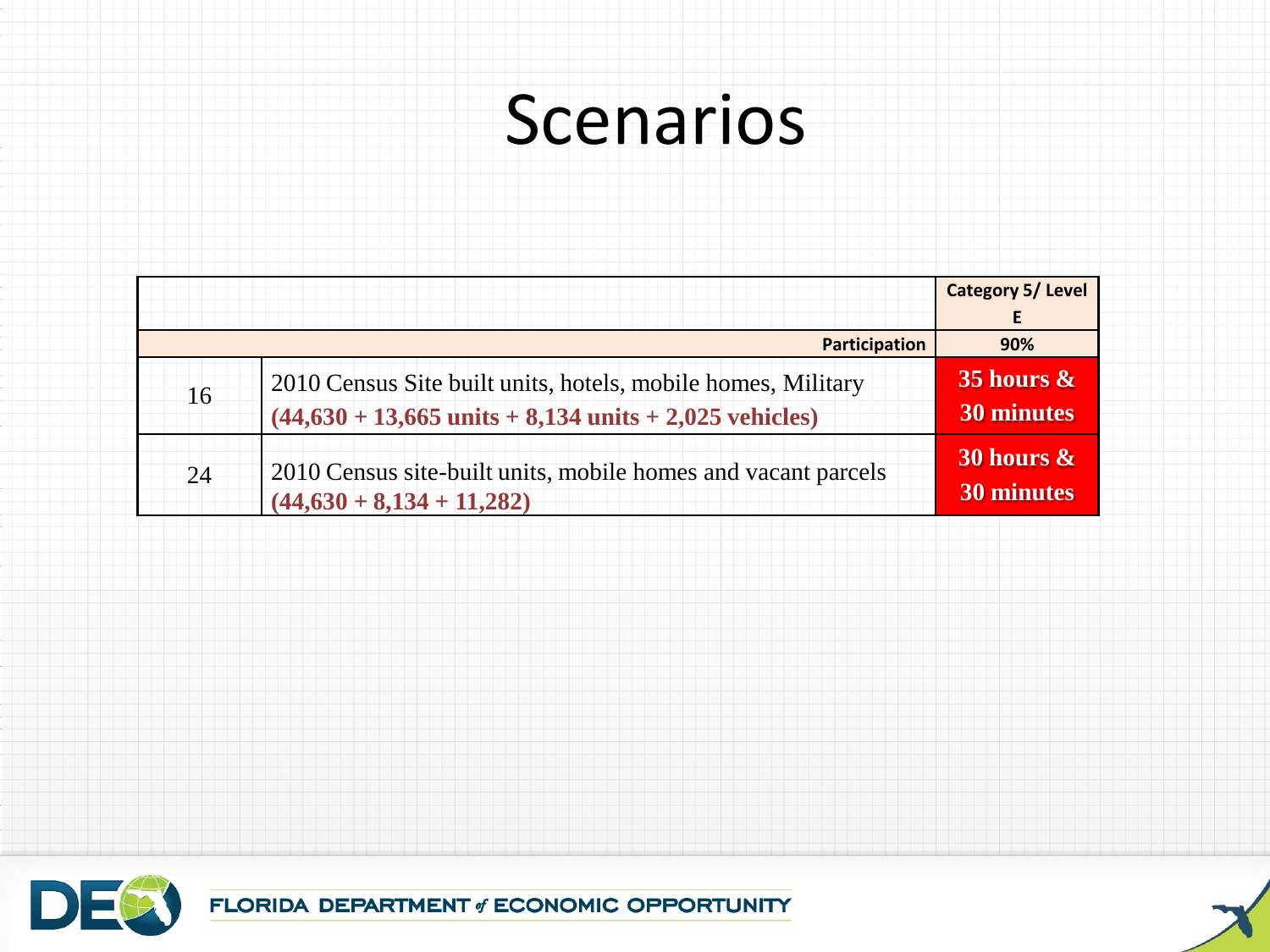# Scenarios

| | | Category 5/ Level E |
|---|---|---|
| | **Participation** | **90%** |
| 16 | 2010 Census Site built units, hotels, mobile homes, Military **(44,630 + 13,665 units + 8,134 units + 2,025 vehicles)** | **35 hours & 30 minutes** |
| 24 | 2010 Census site-built units, mobile homes and vacant parcels **(44,630 + 8,134 + 11,282)** | **30 hours & 30 minutes** |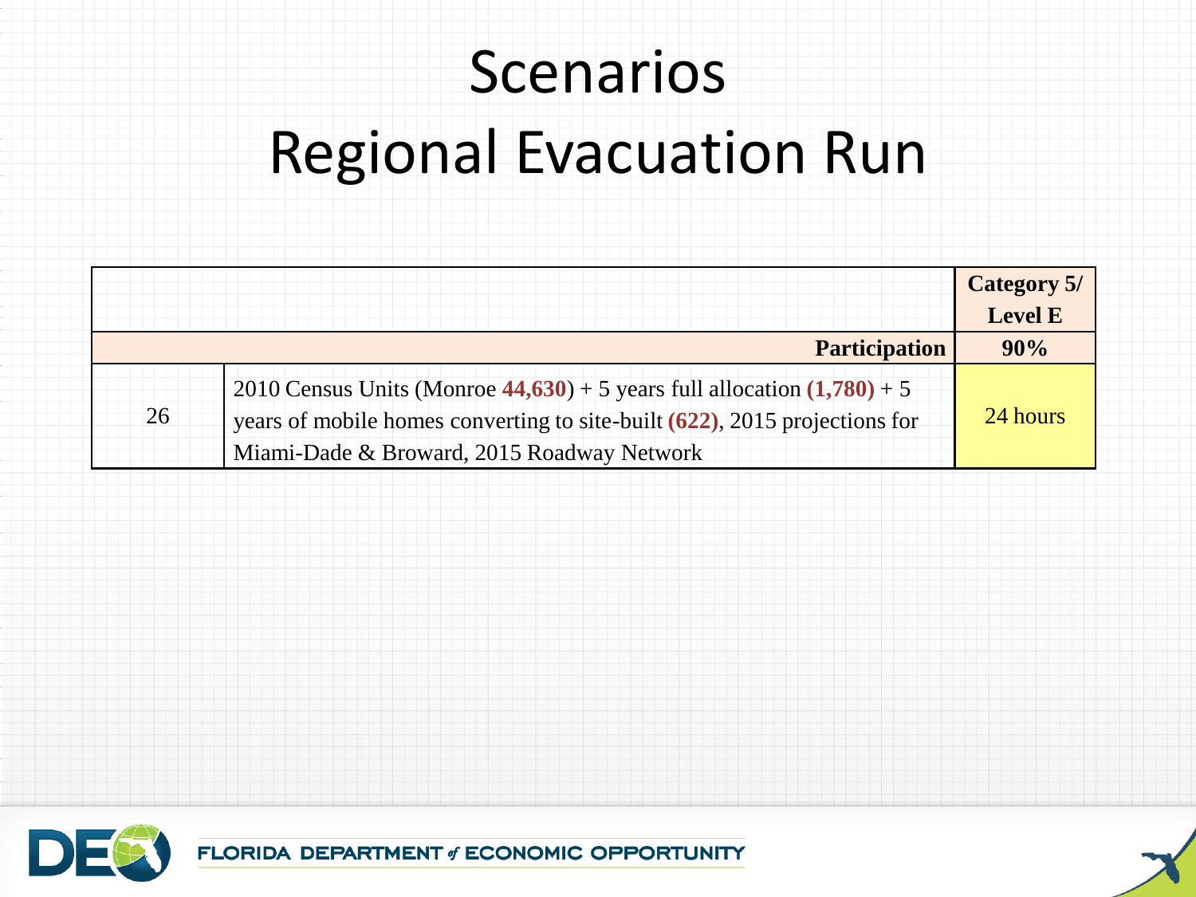# Scenarios
# Regional Evacuation Run

| | | **Category 5/ Level E** |
|---|---|---|
| | **Participation** | **90%** |
| 26 | 2010 Census Units (Monroe **44,630**) + 5 years full allocation **(1,780)** + 5 years of mobile homes converting to site-built **(622)**, 2015 projections for Miami-Dade & Broward, 2015 Roadway Network | 24 hours |

FLORIDA DEPARTMENT of ECONOMIC OPPORTUNITY